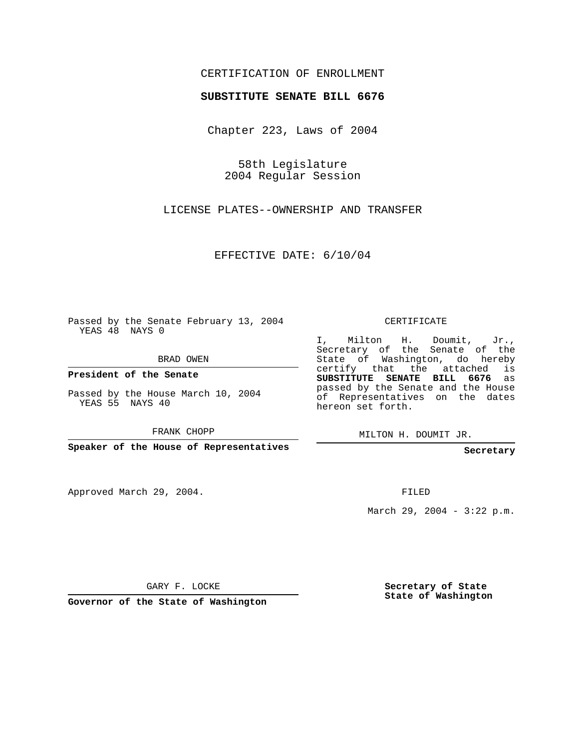CERTIFICATION OF ENROLLMENT

**SUBSTITUTE SENATE BILL 6676**

Chapter 223, Laws of 2004

58th Legislature
2004 Regular Session

LICENSE PLATES--OWNERSHIP AND TRANSFER

EFFECTIVE DATE: 6/10/04

Passed by the Senate February 13, 2004
YEAS 48 NAYS 0

BRAD OWEN

**President of the Senate**

Passed by the House March 10, 2004
YEAS 55 NAYS 40

FRANK CHOPP

**Speaker of the House of Representatives**

Approved March 29, 2004.

GARY F. LOCKE

**Governor of the State of Washington**

CERTIFICATE

I, Milton H. Doumit, Jr., Secretary of the Senate of the State of Washington, do hereby certify that the attached is **SUBSTITUTE SENATE BILL 6676** as passed by the Senate and the House of Representatives on the dates hereon set forth.

MILTON H. DOUMIT JR.

**Secretary**

FILED

March 29, 2004 - 3:22 p.m.

**Secretary of State**
**State of Washington**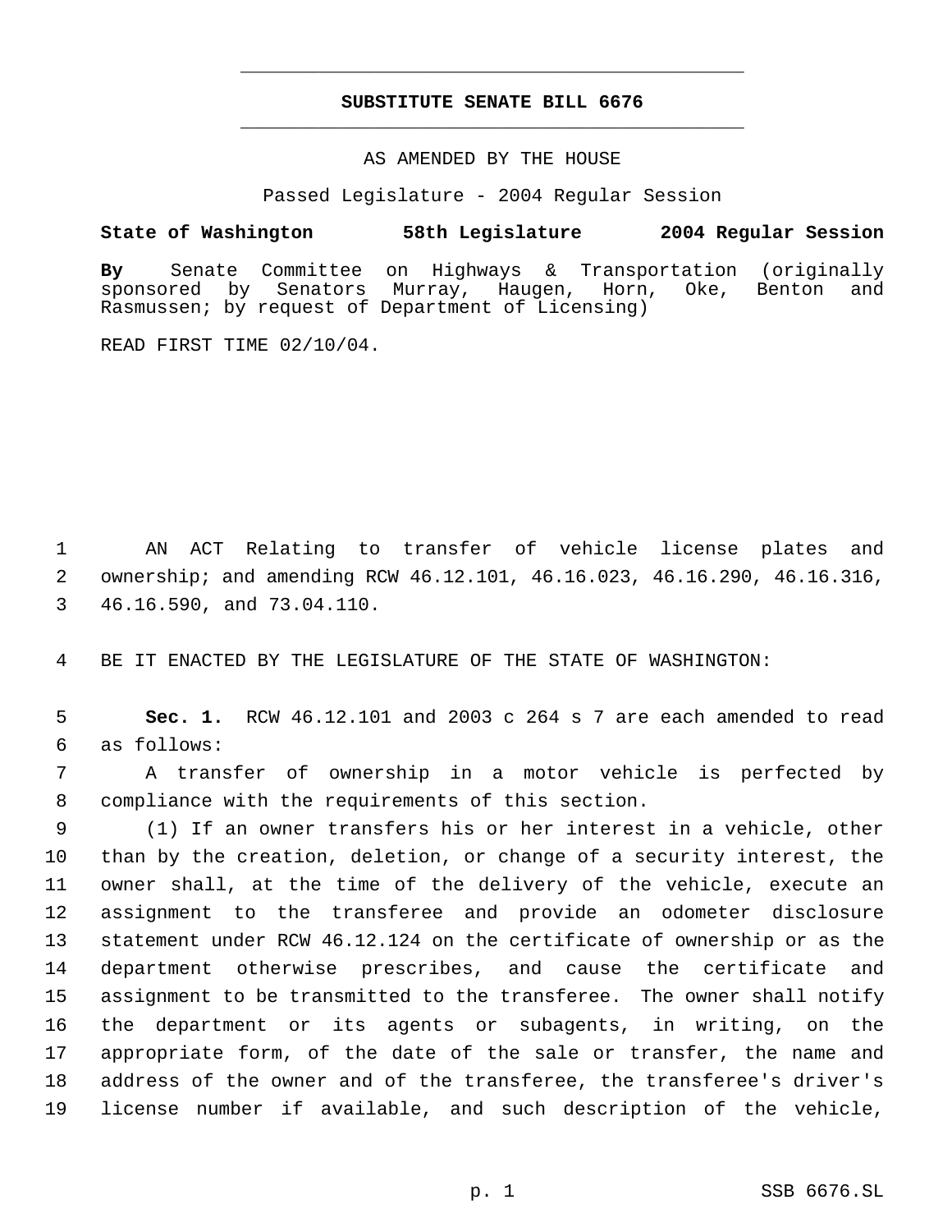# SUBSTITUTE SENATE BILL 6676

AS AMENDED BY THE HOUSE

Passed Legislature - 2004 Regular Session

**State of Washington 58th Legislature 2004 Regular Session**

**By** Senate Committee on Highways & Transportation (originally sponsored by Senators Murray, Haugen, Horn, Oke, Benton and Rasmussen; by request of Department of Licensing)

READ FIRST TIME 02/10/04.

AN ACT Relating to transfer of vehicle license plates and ownership; and amending RCW 46.12.101, 46.16.023, 46.16.290, 46.16.316, 46.16.590, and 73.04.110.

BE IT ENACTED BY THE LEGISLATURE OF THE STATE OF WASHINGTON:

**Sec. 1.** RCW 46.12.101 and 2003 c 264 s 7 are each amended to read as follows:

A transfer of ownership in a motor vehicle is perfected by compliance with the requirements of this section.

(1) If an owner transfers his or her interest in a vehicle, other than by the creation, deletion, or change of a security interest, the owner shall, at the time of the delivery of the vehicle, execute an assignment to the transferee and provide an odometer disclosure statement under RCW 46.12.124 on the certificate of ownership or as the department otherwise prescribes, and cause the certificate and assignment to be transmitted to the transferee. The owner shall notify the department or its agents or subagents, in writing, on the appropriate form, of the date of the sale or transfer, the name and address of the owner and of the transferee, the transferee's driver's license number if available, and such description of the vehicle,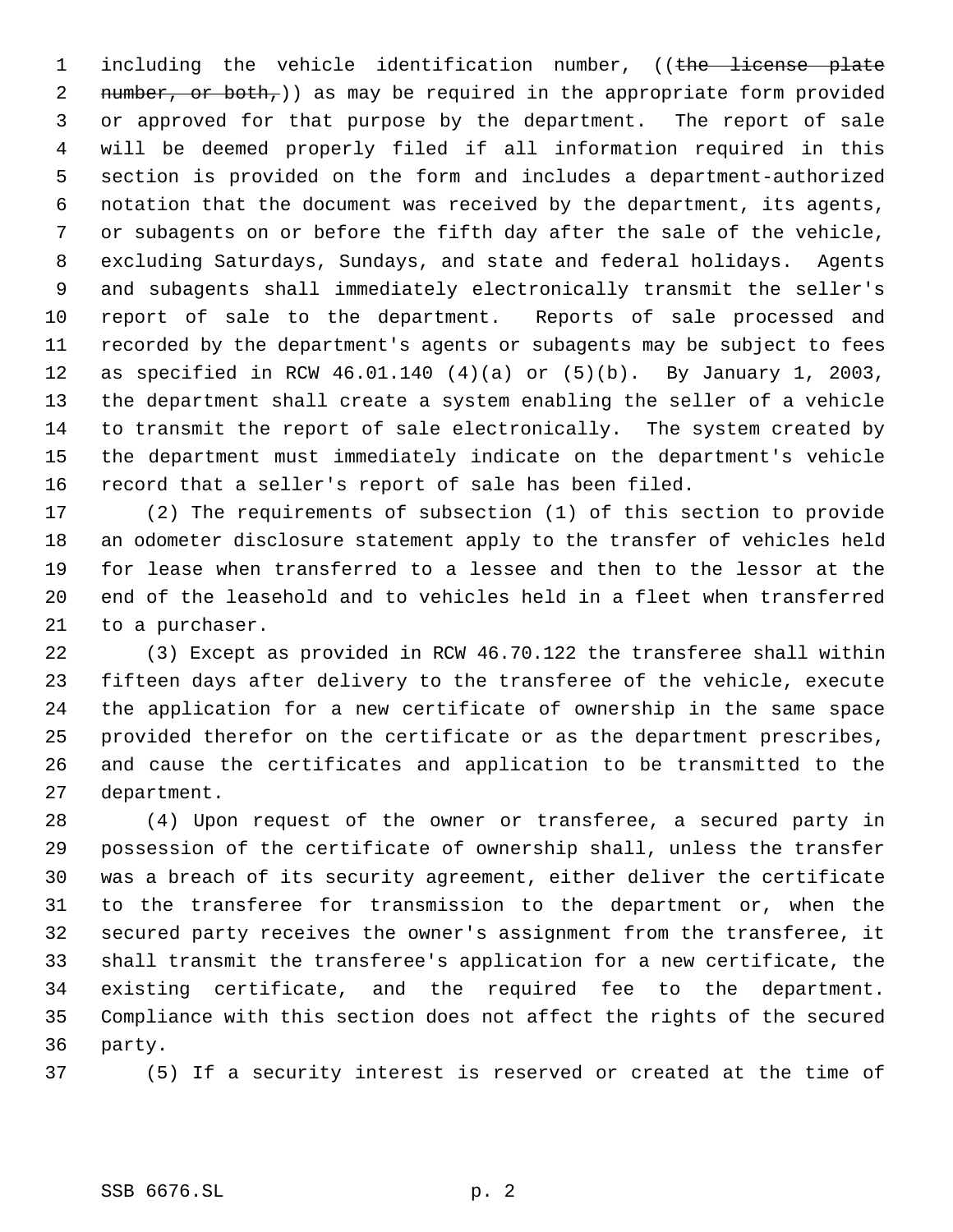including the vehicle identification number, ((~~the license plate number, or both,~~)) as may be required in the appropriate form provided or approved for that purpose by the department. The report of sale will be deemed properly filed if all information required in this section is provided on the form and includes a department-authorized notation that the document was received by the department, its agents, or subagents on or before the fifth day after the sale of the vehicle, excluding Saturdays, Sundays, and state and federal holidays. Agents and subagents shall immediately electronically transmit the seller's report of sale to the department. Reports of sale processed and recorded by the department's agents or subagents may be subject to fees as specified in RCW 46.01.140 (4)(a) or (5)(b). By January 1, 2003, the department shall create a system enabling the seller of a vehicle to transmit the report of sale electronically. The system created by the department must immediately indicate on the department's vehicle record that a seller's report of sale has been filed.

(2) The requirements of subsection (1) of this section to provide an odometer disclosure statement apply to the transfer of vehicles held for lease when transferred to a lessee and then to the lessor at the end of the leasehold and to vehicles held in a fleet when transferred to a purchaser.

(3) Except as provided in RCW 46.70.122 the transferee shall within fifteen days after delivery to the transferee of the vehicle, execute the application for a new certificate of ownership in the same space provided therefor on the certificate or as the department prescribes, and cause the certificates and application to be transmitted to the department.

(4) Upon request of the owner or transferee, a secured party in possession of the certificate of ownership shall, unless the transfer was a breach of its security agreement, either deliver the certificate to the transferee for transmission to the department or, when the secured party receives the owner's assignment from the transferee, it shall transmit the transferee's application for a new certificate, the existing certificate, and the required fee to the department. Compliance with this section does not affect the rights of the secured party.

(5) If a security interest is reserved or created at the time of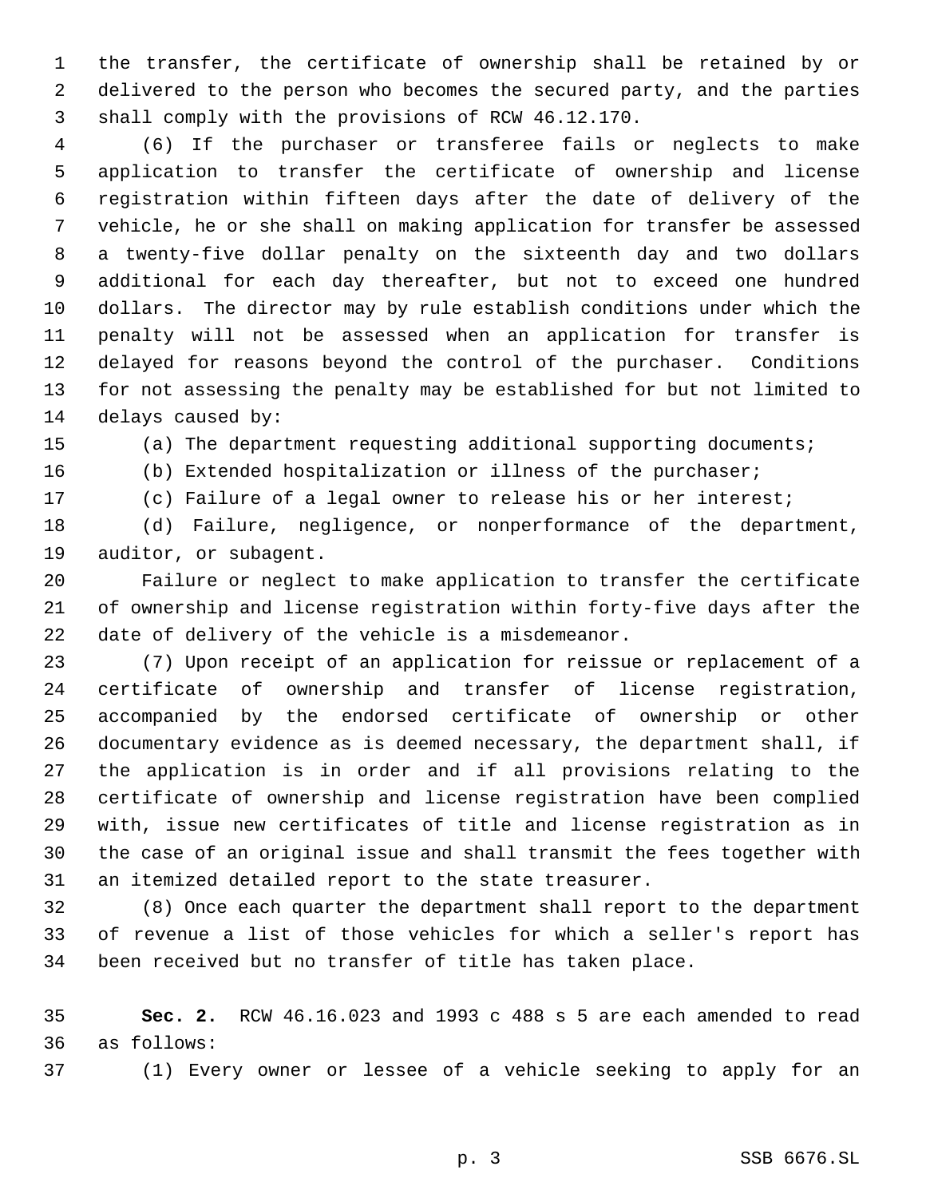the transfer, the certificate of ownership shall be retained by or delivered to the person who becomes the secured party, and the parties shall comply with the provisions of RCW 46.12.170.

(6) If the purchaser or transferee fails or neglects to make application to transfer the certificate of ownership and license registration within fifteen days after the date of delivery of the vehicle, he or she shall on making application for transfer be assessed a twenty-five dollar penalty on the sixteenth day and two dollars additional for each day thereafter, but not to exceed one hundred dollars. The director may by rule establish conditions under which the penalty will not be assessed when an application for transfer is delayed for reasons beyond the control of the purchaser. Conditions for not assessing the penalty may be established for but not limited to delays caused by:

(a) The department requesting additional supporting documents;

(b) Extended hospitalization or illness of the purchaser;

(c) Failure of a legal owner to release his or her interest;

(d) Failure, negligence, or nonperformance of the department, auditor, or subagent.

Failure or neglect to make application to transfer the certificate of ownership and license registration within forty-five days after the date of delivery of the vehicle is a misdemeanor.

(7) Upon receipt of an application for reissue or replacement of a certificate of ownership and transfer of license registration, accompanied by the endorsed certificate of ownership or other documentary evidence as is deemed necessary, the department shall, if the application is in order and if all provisions relating to the certificate of ownership and license registration have been complied with, issue new certificates of title and license registration as in the case of an original issue and shall transmit the fees together with an itemized detailed report to the state treasurer.

(8) Once each quarter the department shall report to the department of revenue a list of those vehicles for which a seller's report has been received but no transfer of title has taken place.

**Sec. 2.** RCW 46.16.023 and 1993 c 488 s 5 are each amended to read as follows:

(1) Every owner or lessee of a vehicle seeking to apply for an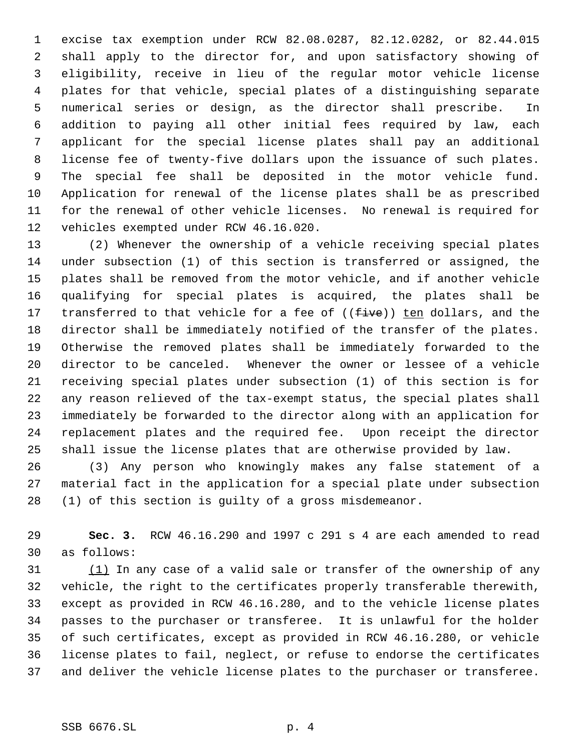excise tax exemption under RCW 82.08.0287, 82.12.0282, or 82.44.015 shall apply to the director for, and upon satisfactory showing of eligibility, receive in lieu of the regular motor vehicle license plates for that vehicle, special plates of a distinguishing separate numerical series or design, as the director shall prescribe. In addition to paying all other initial fees required by law, each applicant for the special license plates shall pay an additional license fee of twenty-five dollars upon the issuance of such plates. The special fee shall be deposited in the motor vehicle fund. Application for renewal of the license plates shall be as prescribed for the renewal of other vehicle licenses. No renewal is required for vehicles exempted under RCW 46.16.020.

(2) Whenever the ownership of a vehicle receiving special plates under subsection (1) of this section is transferred or assigned, the plates shall be removed from the motor vehicle, and if another vehicle qualifying for special plates is acquired, the plates shall be transferred to that vehicle for a fee of ((~~five~~)) <u>ten</u> dollars, and the director shall be immediately notified of the transfer of the plates. Otherwise the removed plates shall be immediately forwarded to the director to be canceled. Whenever the owner or lessee of a vehicle receiving special plates under subsection (1) of this section is for any reason relieved of the tax-exempt status, the special plates shall immediately be forwarded to the director along with an application for replacement plates and the required fee. Upon receipt the director shall issue the license plates that are otherwise provided by law.

(3) Any person who knowingly makes any false statement of a material fact in the application for a special plate under subsection (1) of this section is guilty of a gross misdemeanor.

**Sec. 3.** RCW 46.16.290 and 1997 c 291 s 4 are each amended to read as follows:

<u>(1)</u> In any case of a valid sale or transfer of the ownership of any vehicle, the right to the certificates properly transferable therewith, except as provided in RCW 46.16.280, and to the vehicle license plates passes to the purchaser or transferee. It is unlawful for the holder of such certificates, except as provided in RCW 46.16.280, or vehicle license plates to fail, neglect, or refuse to endorse the certificates and deliver the vehicle license plates to the purchaser or transferee.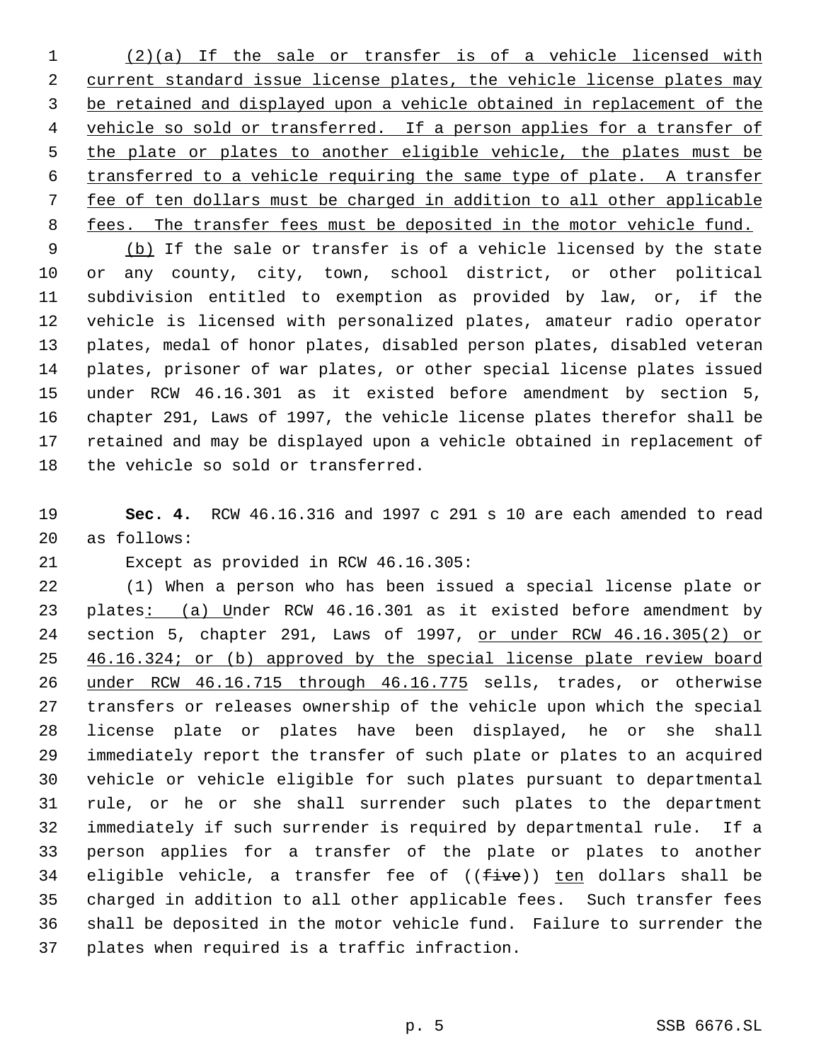(2)(a) If the sale or transfer is of a vehicle licensed with current standard issue license plates, the vehicle license plates may be retained and displayed upon a vehicle obtained in replacement of the vehicle so sold or transferred. If a person applies for a transfer of the plate or plates to another eligible vehicle, the plates must be transferred to a vehicle requiring the same type of plate. A transfer fee of ten dollars must be charged in addition to all other applicable fees. The transfer fees must be deposited in the motor vehicle fund.

(b) If the sale or transfer is of a vehicle licensed by the state or any county, city, town, school district, or other political subdivision entitled to exemption as provided by law, or, if the vehicle is licensed with personalized plates, amateur radio operator plates, medal of honor plates, disabled person plates, disabled veteran plates, prisoner of war plates, or other special license plates issued under RCW 46.16.301 as it existed before amendment by section 5, chapter 291, Laws of 1997, the vehicle license plates therefor shall be retained and may be displayed upon a vehicle obtained in replacement of the vehicle so sold or transferred.

**Sec. 4.** RCW 46.16.316 and 1997 c 291 s 10 are each amended to read as follows:

Except as provided in RCW 46.16.305:

(1) When a person who has been issued a special license plate or plates: (a) Under RCW 46.16.301 as it existed before amendment by section 5, chapter 291, Laws of 1997, or under RCW 46.16.305(2) or 46.16.324; or (b) approved by the special license plate review board under RCW 46.16.715 through 46.16.775 sells, trades, or otherwise transfers or releases ownership of the vehicle upon which the special license plate or plates have been displayed, he or she shall immediately report the transfer of such plate or plates to an acquired vehicle or vehicle eligible for such plates pursuant to departmental rule, or he or she shall surrender such plates to the department immediately if such surrender is required by departmental rule. If a person applies for a transfer of the plate or plates to another eligible vehicle, a transfer fee of ((~~five~~)) ten dollars shall be charged in addition to all other applicable fees. Such transfer fees shall be deposited in the motor vehicle fund. Failure to surrender the plates when required is a traffic infraction.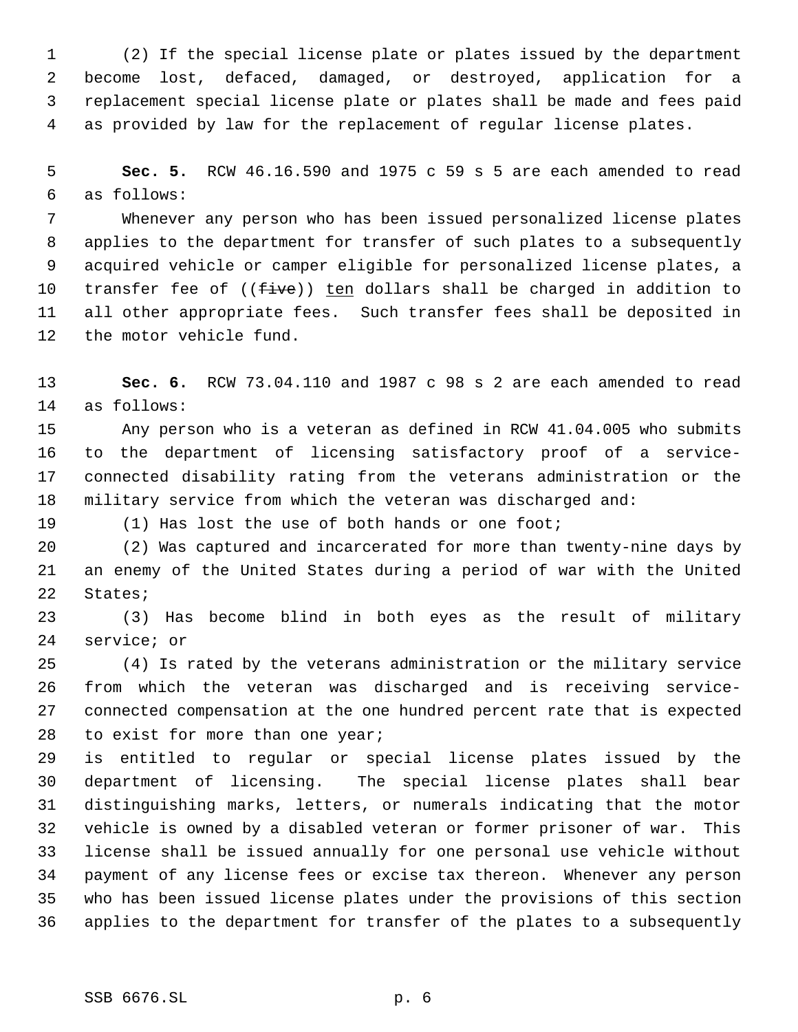(2) If the special license plate or plates issued by the department become lost, defaced, damaged, or destroyed, application for a replacement special license plate or plates shall be made and fees paid as provided by law for the replacement of regular license plates.

**Sec. 5.** RCW 46.16.590 and 1975 c 59 s 5 are each amended to read as follows:

Whenever any person who has been issued personalized license plates applies to the department for transfer of such plates to a subsequently acquired vehicle or camper eligible for personalized license plates, a transfer fee of ((~~five~~)) <u>ten</u> dollars shall be charged in addition to all other appropriate fees. Such transfer fees shall be deposited in the motor vehicle fund.

**Sec. 6.** RCW 73.04.110 and 1987 c 98 s 2 are each amended to read as follows:

Any person who is a veteran as defined in RCW 41.04.005 who submits to the department of licensing satisfactory proof of a service-connected disability rating from the veterans administration or the military service from which the veteran was discharged and:

(1) Has lost the use of both hands or one foot;

(2) Was captured and incarcerated for more than twenty-nine days by an enemy of the United States during a period of war with the United States;

(3) Has become blind in both eyes as the result of military service; or

(4) Is rated by the veterans administration or the military service from which the veteran was discharged and is receiving service-connected compensation at the one hundred percent rate that is expected to exist for more than one year;

is entitled to regular or special license plates issued by the department of licensing. The special license plates shall bear distinguishing marks, letters, or numerals indicating that the motor vehicle is owned by a disabled veteran or former prisoner of war. This license shall be issued annually for one personal use vehicle without payment of any license fees or excise tax thereon. Whenever any person who has been issued license plates under the provisions of this section applies to the department for transfer of the plates to a subsequently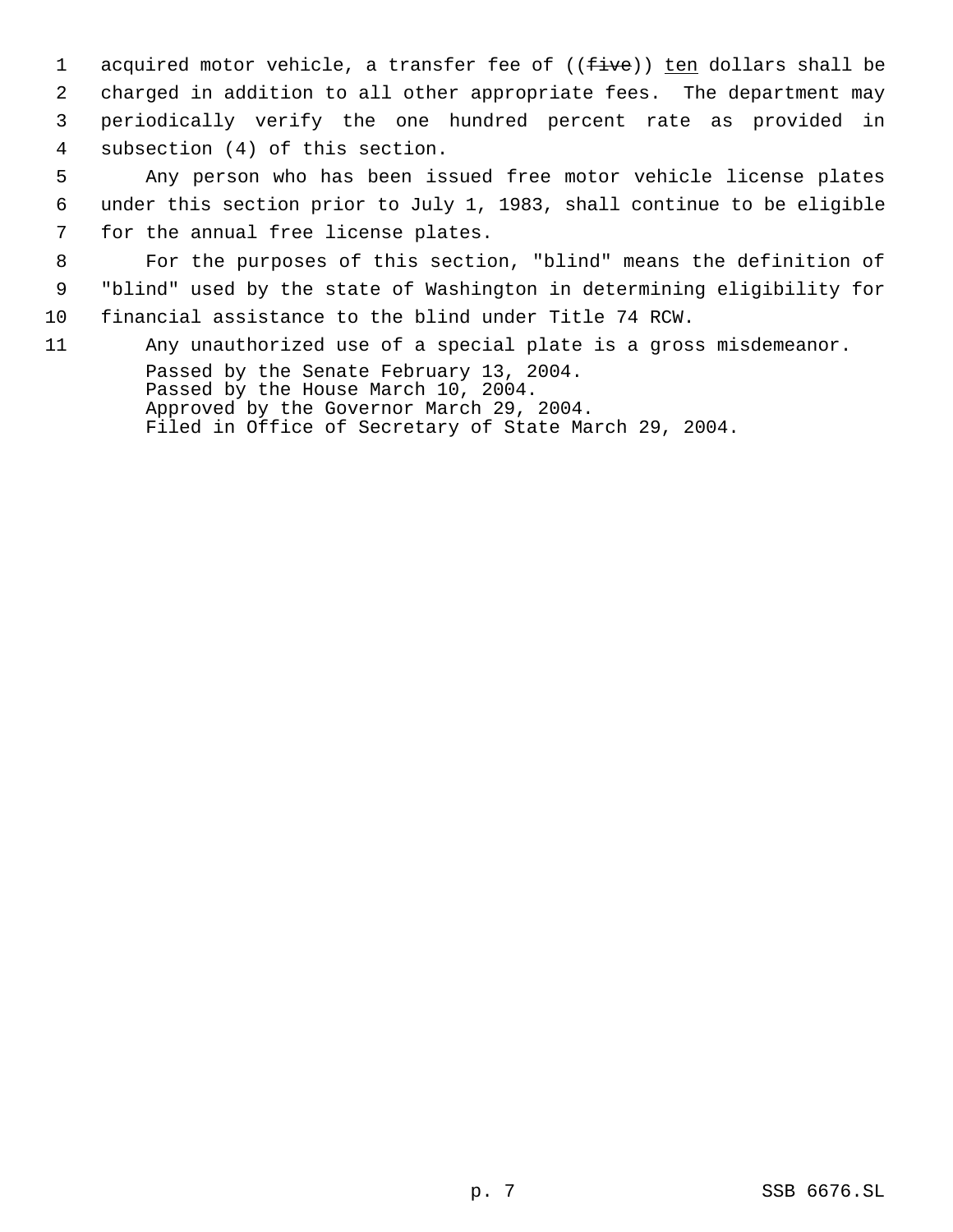acquired motor vehicle, a transfer fee of ((~~five~~)) <u>ten</u> dollars shall be charged in addition to all other appropriate fees. The department may periodically verify the one hundred percent rate as provided in subsection (4) of this section.

Any person who has been issued free motor vehicle license plates under this section prior to July 1, 1983, shall continue to be eligible for the annual free license plates.

For the purposes of this section, "blind" means the definition of "blind" used by the state of Washington in determining eligibility for financial assistance to the blind under Title 74 RCW.

Any unauthorized use of a special plate is a gross misdemeanor.

Passed by the Senate February 13, 2004.
Passed by the House March 10, 2004.
Approved by the Governor March 29, 2004.
Filed in Office of Secretary of State March 29, 2004.